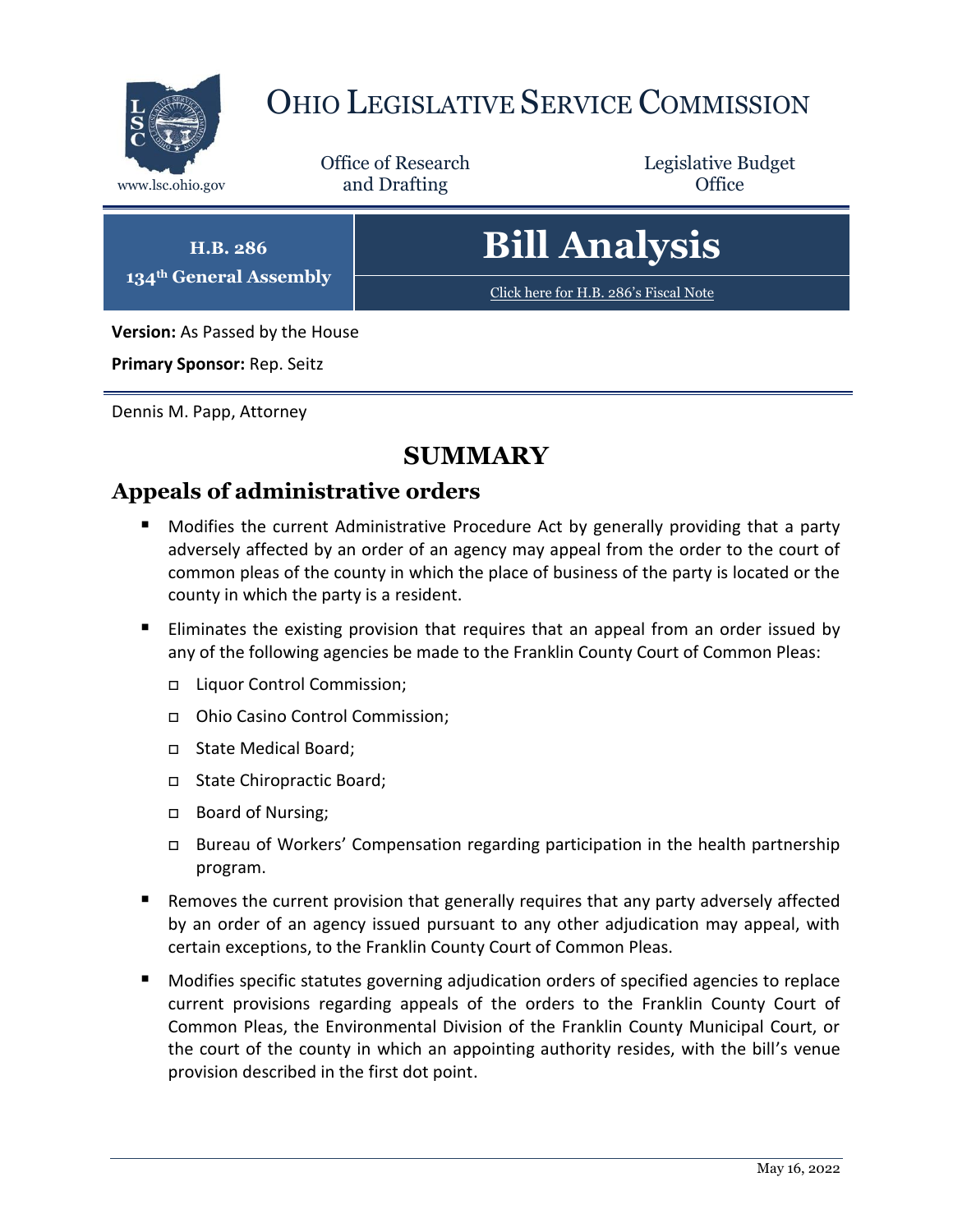# OHIO LEGISLATIVE SERVICE COMMISSION

www.lsc.ohio.gov

Office of Research and Drafting

Legislative Budget Office

**H.B. 286**

**134th General Assembly**

# Bill Analysis

Click here for H.B. 286's Fiscal Note

**Version:** As Passed by the House

**Primary Sponsor:** Rep. Seitz

Dennis M. Papp, Attorney

## SUMMARY

### Appeals of administrative orders

- Modifies the current Administrative Procedure Act by generally providing that a party adversely affected by an order of an agency may appeal from the order to the court of common pleas of the county in which the place of business of the party is located or the county in which the party is a resident.
- Eliminates the existing provision that requires that an appeal from an order issued by any of the following agencies be made to the Franklin County Court of Common Pleas:
  - Liquor Control Commission;
  - Ohio Casino Control Commission;
  - State Medical Board;
  - State Chiropractic Board;
  - Board of Nursing;
  - Bureau of Workers' Compensation regarding participation in the health partnership program.
- Removes the current provision that generally requires that any party adversely affected by an order of an agency issued pursuant to any other adjudication may appeal, with certain exceptions, to the Franklin County Court of Common Pleas.
- Modifies specific statutes governing adjudication orders of specified agencies to replace current provisions regarding appeals of the orders to the Franklin County Court of Common Pleas, the Environmental Division of the Franklin County Municipal Court, or the court of the county in which an appointing authority resides, with the bill's venue provision described in the first dot point.

May 16, 2022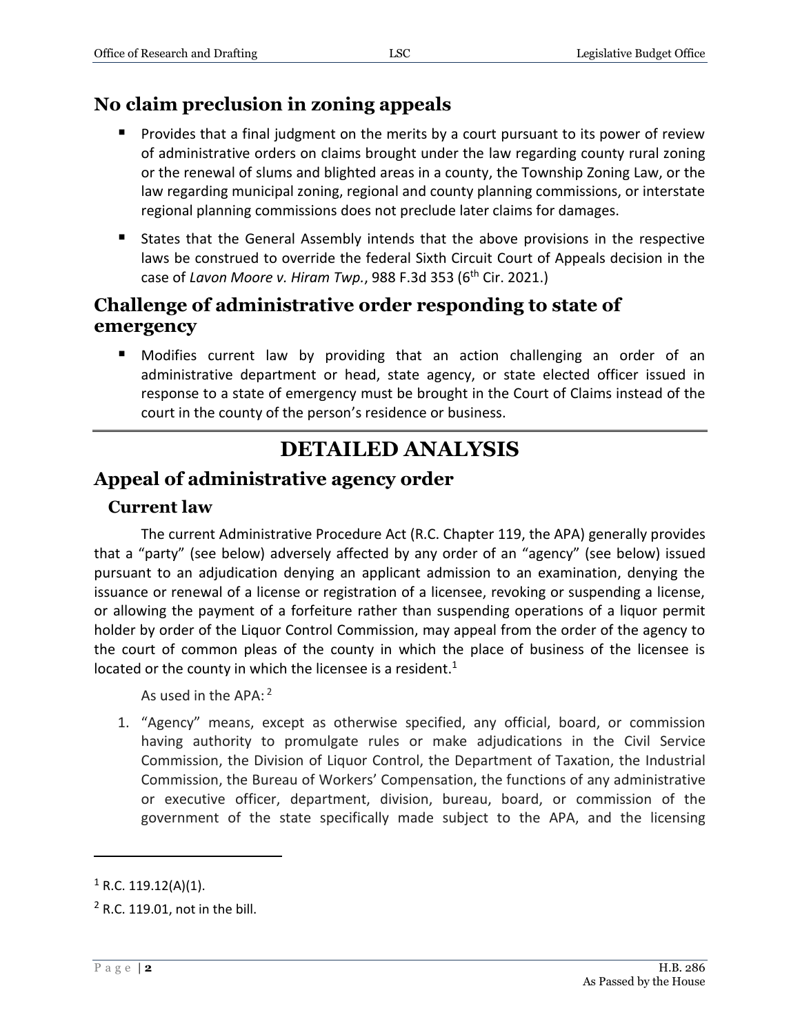## No claim preclusion in zoning appeals

- Provides that a final judgment on the merits by a court pursuant to its power of review of administrative orders on claims brought under the law regarding county rural zoning or the renewal of slums and blighted areas in a county, the Township Zoning Law, or the law regarding municipal zoning, regional and county planning commissions, or interstate regional planning commissions does not preclude later claims for damages.
- States that the General Assembly intends that the above provisions in the respective laws be construed to override the federal Sixth Circuit Court of Appeals decision in the case of *Lavon Moore v. Hiram Twp.*, 988 F.3d 353 (6th Cir. 2021.)

## Challenge of administrative order responding to state of emergency

- Modifies current law by providing that an action challenging an order of an administrative department or head, state agency, or state elected officer issued in response to a state of emergency must be brought in the Court of Claims instead of the court in the county of the person's residence or business.

# DETAILED ANALYSIS

## Appeal of administrative agency order

### Current law

The current Administrative Procedure Act (R.C. Chapter 119, the APA) generally provides that a "party" (see below) adversely affected by any order of an "agency" (see below) issued pursuant to an adjudication denying an applicant admission to an examination, denying the issuance or renewal of a license or registration of a licensee, revoking or suspending a license, or allowing the payment of a forfeiture rather than suspending operations of a liquor permit holder by order of the Liquor Control Commission, may appeal from the order of the agency to the court of common pleas of the county in which the place of business of the licensee is located or the county in which the licensee is a resident.[1]

As used in the APA:[2]

1. "Agency" means, except as otherwise specified, any official, board, or commission having authority to promulgate rules or make adjudications in the Civil Service Commission, the Division of Liquor Control, the Department of Taxation, the Industrial Commission, the Bureau of Workers' Compensation, the functions of any administrative or executive officer, department, division, bureau, board, or commission of the government of the state specifically made subject to the APA, and the licensing

---

[1] R.C. 119.12(A)(1).

[2] R.C. 119.01, not in the bill.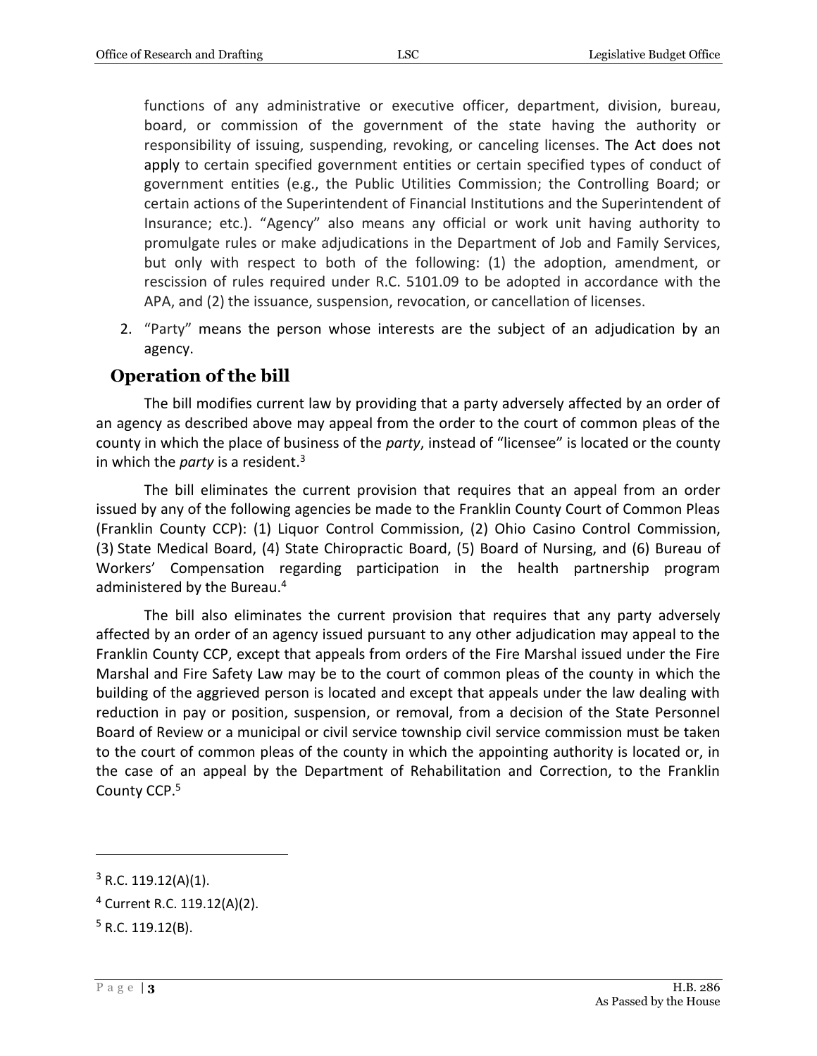functions of any administrative or executive officer, department, division, bureau, board, or commission of the government of the state having the authority or responsibility of issuing, suspending, revoking, or canceling licenses. The Act does not apply to certain specified government entities or certain specified types of conduct of government entities (e.g., the Public Utilities Commission; the Controlling Board; or certain actions of the Superintendent of Financial Institutions and the Superintendent of Insurance; etc.). "Agency" also means any official or work unit having authority to promulgate rules or make adjudications in the Department of Job and Family Services, but only with respect to both of the following: (1) the adoption, amendment, or rescission of rules required under R.C. 5101.09 to be adopted in accordance with the APA, and (2) the issuance, suspension, revocation, or cancellation of licenses.

2. "Party" means the person whose interests are the subject of an adjudication by an agency.

## Operation of the bill

The bill modifies current law by providing that a party adversely affected by an order of an agency as described above may appeal from the order to the court of common pleas of the county in which the place of business of the *party*, instead of "licensee" is located or the county in which the *party* is a resident.[3]

The bill eliminates the current provision that requires that an appeal from an order issued by any of the following agencies be made to the Franklin County Court of Common Pleas (Franklin County CCP): (1) Liquor Control Commission, (2) Ohio Casino Control Commission, (3) State Medical Board, (4) State Chiropractic Board, (5) Board of Nursing, and (6) Bureau of Workers' Compensation regarding participation in the health partnership program administered by the Bureau.[4]

The bill also eliminates the current provision that requires that any party adversely affected by an order of an agency issued pursuant to any other adjudication may appeal to the Franklin County CCP, except that appeals from orders of the Fire Marshal issued under the Fire Marshal and Fire Safety Law may be to the court of common pleas of the county in which the building of the aggrieved person is located and except that appeals under the law dealing with reduction in pay or position, suspension, or removal, from a decision of the State Personnel Board of Review or a municipal or civil service township civil service commission must be taken to the court of common pleas of the county in which the appointing authority is located or, in the case of an appeal by the Department of Rehabilitation and Correction, to the Franklin County CCP.[5]

---

[3] R.C. 119.12(A)(1).

[4] Current R.C. 119.12(A)(2).

[5] R.C. 119.12(B).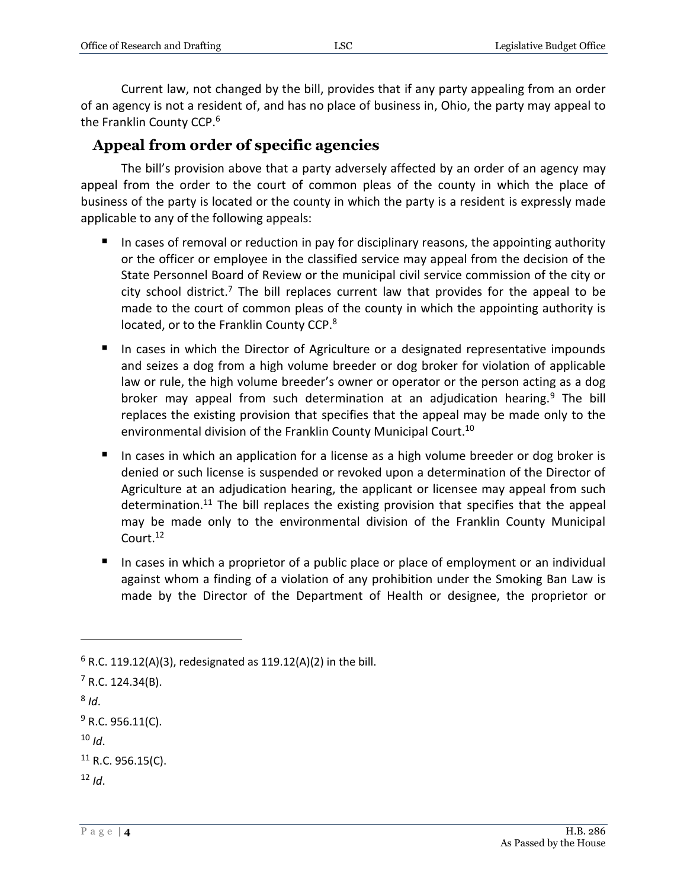Current law, not changed by the bill, provides that if any party appealing from an order of an agency is not a resident of, and has no place of business in, Ohio, the party may appeal to the Franklin County CCP.[6]

## Appeal from order of specific agencies

The bill's provision above that a party adversely affected by an order of an agency may appeal from the order to the court of common pleas of the county in which the place of business of the party is located or the county in which the party is a resident is expressly made applicable to any of the following appeals:

- In cases of removal or reduction in pay for disciplinary reasons, the appointing authority or the officer or employee in the classified service may appeal from the decision of the State Personnel Board of Review or the municipal civil service commission of the city or city school district.[7] The bill replaces current law that provides for the appeal to be made to the court of common pleas of the county in which the appointing authority is located, or to the Franklin County CCP.[8]
- In cases in which the Director of Agriculture or a designated representative impounds and seizes a dog from a high volume breeder or dog broker for violation of applicable law or rule, the high volume breeder's owner or operator or the person acting as a dog broker may appeal from such determination at an adjudication hearing.[9] The bill replaces the existing provision that specifies that the appeal may be made only to the environmental division of the Franklin County Municipal Court.[10]
- In cases in which an application for a license as a high volume breeder or dog broker is denied or such license is suspended or revoked upon a determination of the Director of Agriculture at an adjudication hearing, the applicant or licensee may appeal from such determination.[11] The bill replaces the existing provision that specifies that the appeal may be made only to the environmental division of the Franklin County Municipal Court.[12]
- In cases in which a proprietor of a public place or place of employment or an individual against whom a finding of a violation of any prohibition under the Smoking Ban Law is made by the Director of the Department of Health or designee, the proprietor or

---

[6] R.C. 119.12(A)(3), redesignated as 119.12(A)(2) in the bill.

[7] R.C. 124.34(B).

[8] *Id*.

[9] R.C. 956.11(C).

[10] *Id*.

[11] R.C. 956.15(C).

[12] *Id*.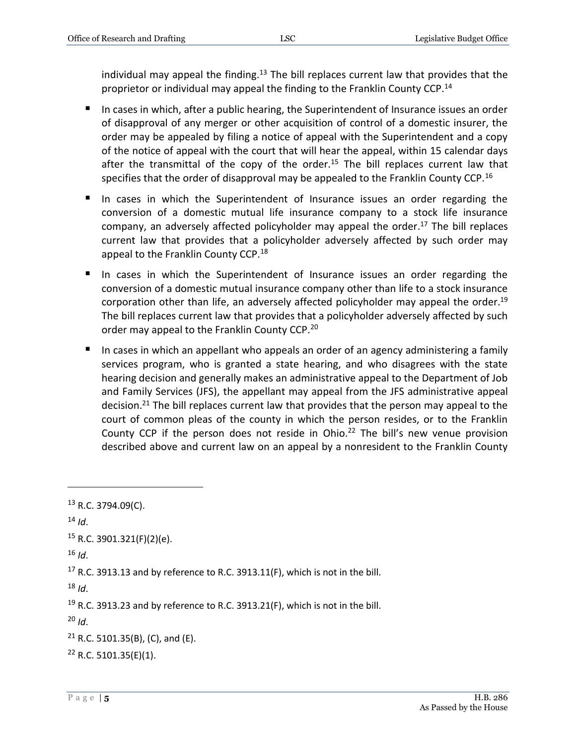individual may appeal the finding.[13] The bill replaces current law that provides that the proprietor or individual may appeal the finding to the Franklin County CCP.[14]

- In cases in which, after a public hearing, the Superintendent of Insurance issues an order of disapproval of any merger or other acquisition of control of a domestic insurer, the order may be appealed by filing a notice of appeal with the Superintendent and a copy of the notice of appeal with the court that will hear the appeal, within 15 calendar days after the transmittal of the copy of the order.[15] The bill replaces current law that specifies that the order of disapproval may be appealed to the Franklin County CCP.[16]
- In cases in which the Superintendent of Insurance issues an order regarding the conversion of a domestic mutual life insurance company to a stock life insurance company, an adversely affected policyholder may appeal the order.[17] The bill replaces current law that provides that a policyholder adversely affected by such order may appeal to the Franklin County CCP.[18]
- In cases in which the Superintendent of Insurance issues an order regarding the conversion of a domestic mutual insurance company other than life to a stock insurance corporation other than life, an adversely affected policyholder may appeal the order.[19] The bill replaces current law that provides that a policyholder adversely affected by such order may appeal to the Franklin County CCP.[20]
- In cases in which an appellant who appeals an order of an agency administering a family services program, who is granted a state hearing, and who disagrees with the state hearing decision and generally makes an administrative appeal to the Department of Job and Family Services (JFS), the appellant may appeal from the JFS administrative appeal decision.[21] The bill replaces current law that provides that the person may appeal to the court of common pleas of the county in which the person resides, or to the Franklin County CCP if the person does not reside in Ohio.[22] The bill's new venue provision described above and current law on an appeal by a nonresident to the Franklin County

---

[13] R.C. 3794.09(C).

[14] *Id*.

[15] R.C. 3901.321(F)(2)(e).

[16] *Id*.

[17] R.C. 3913.13 and by reference to R.C. 3913.11(F), which is not in the bill.

[18] *Id*.

[19] R.C. 3913.23 and by reference to R.C. 3913.21(F), which is not in the bill.

[20] *Id*.

[21] R.C. 5101.35(B), (C), and (E).

[22] R.C. 5101.35(E)(1).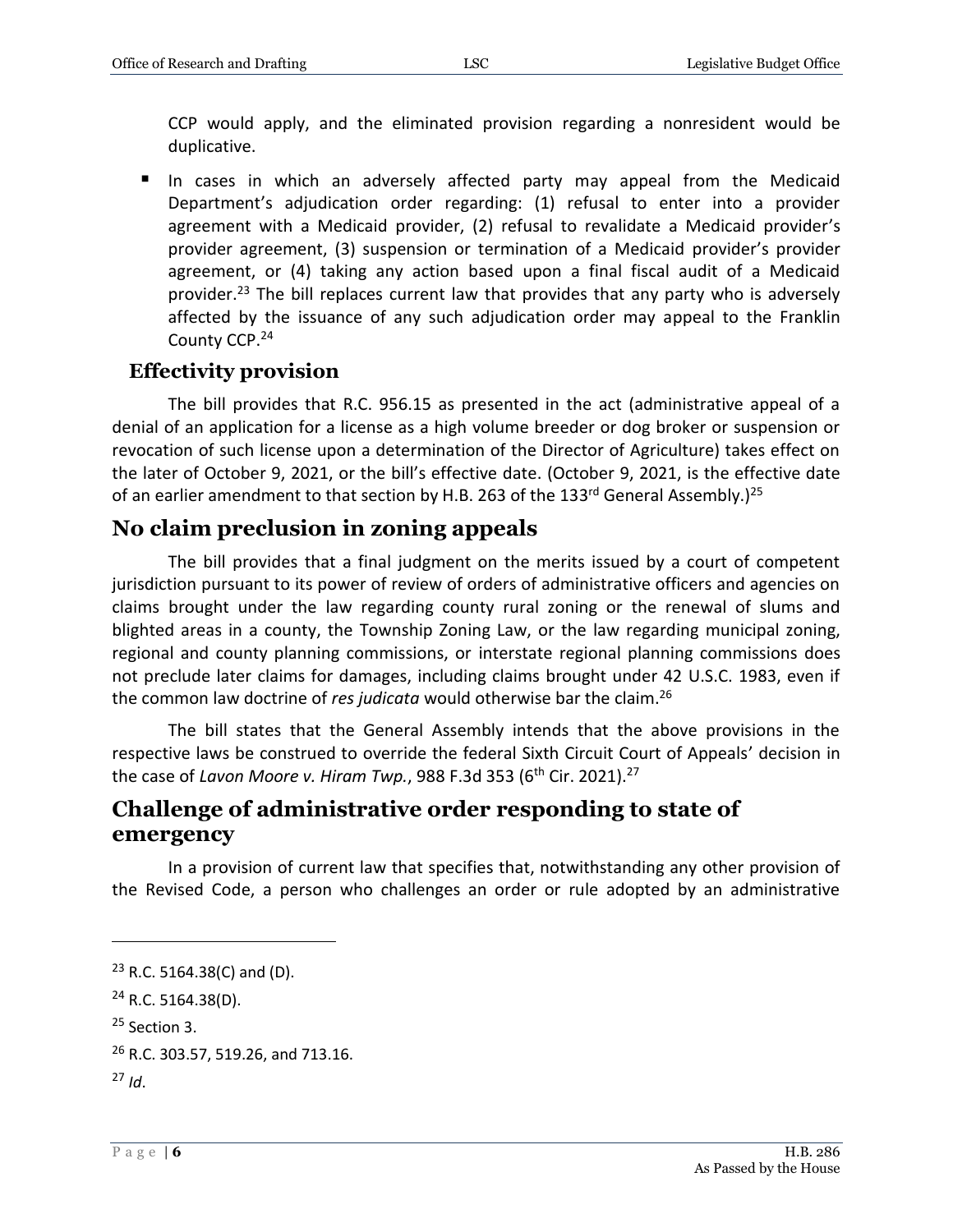CCP would apply, and the eliminated provision regarding a nonresident would be duplicative.

- In cases in which an adversely affected party may appeal from the Medicaid Department's adjudication order regarding: (1) refusal to enter into a provider agreement with a Medicaid provider, (2) refusal to revalidate a Medicaid provider's provider agreement, (3) suspension or termination of a Medicaid provider's provider agreement, or (4) taking any action based upon a final fiscal audit of a Medicaid provider.[23] The bill replaces current law that provides that any party who is adversely affected by the issuance of any such adjudication order may appeal to the Franklin County CCP.[24]

### Effectivity provision

The bill provides that R.C. 956.15 as presented in the act (administrative appeal of a denial of an application for a license as a high volume breeder or dog broker or suspension or revocation of such license upon a determination of the Director of Agriculture) takes effect on the later of October 9, 2021, or the bill's effective date. (October 9, 2021, is the effective date of an earlier amendment to that section by H.B. 263 of the 133rd General Assembly.)[25]

## No claim preclusion in zoning appeals

The bill provides that a final judgment on the merits issued by a court of competent jurisdiction pursuant to its power of review of orders of administrative officers and agencies on claims brought under the law regarding county rural zoning or the renewal of slums and blighted areas in a county, the Township Zoning Law, or the law regarding municipal zoning, regional and county planning commissions, or interstate regional planning commissions does not preclude later claims for damages, including claims brought under 42 U.S.C. 1983, even if the common law doctrine of *res judicata* would otherwise bar the claim.[26]

The bill states that the General Assembly intends that the above provisions in the respective laws be construed to override the federal Sixth Circuit Court of Appeals' decision in the case of *Lavon Moore v. Hiram Twp.*, 988 F.3d 353 (6th Cir. 2021).[27]

## Challenge of administrative order responding to state of emergency

In a provision of current law that specifies that, notwithstanding any other provision of the Revised Code, a person who challenges an order or rule adopted by an administrative

---

[23] R.C. 5164.38(C) and (D).

[24] R.C. 5164.38(D).

[25] Section 3.

[26] R.C. 303.57, 519.26, and 713.16.

[27] *Id*.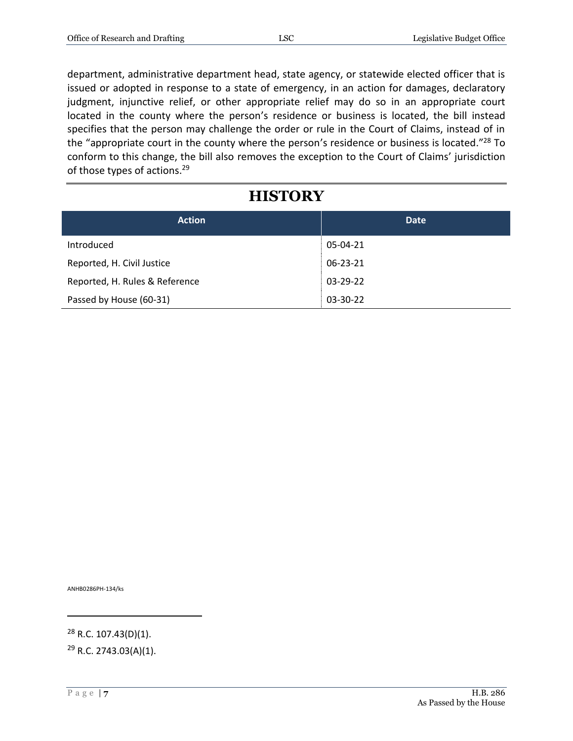department, administrative department head, state agency, or statewide elected officer that is issued or adopted in response to a state of emergency, in an action for damages, declaratory judgment, injunctive relief, or other appropriate relief may do so in an appropriate court located in the county where the person's residence or business is located, the bill instead specifies that the person may challenge the order or rule in the Court of Claims, instead of in the "appropriate court in the county where the person's residence or business is located."[28] To conform to this change, the bill also removes the exception to the Court of Claims' jurisdiction of those types of actions.[29]

# HISTORY

| Action | Date |
|---|---|
| Introduced | 05-04-21 |
| Reported, H. Civil Justice | 06-23-21 |
| Reported, H. Rules & Reference | 03-29-22 |
| Passed by House (60-31) | 03-30-22 |

ANHB0286PH-134/ks

[28] R.C. 107.43(D)(1).

[29] R.C. 2743.03(A)(1).